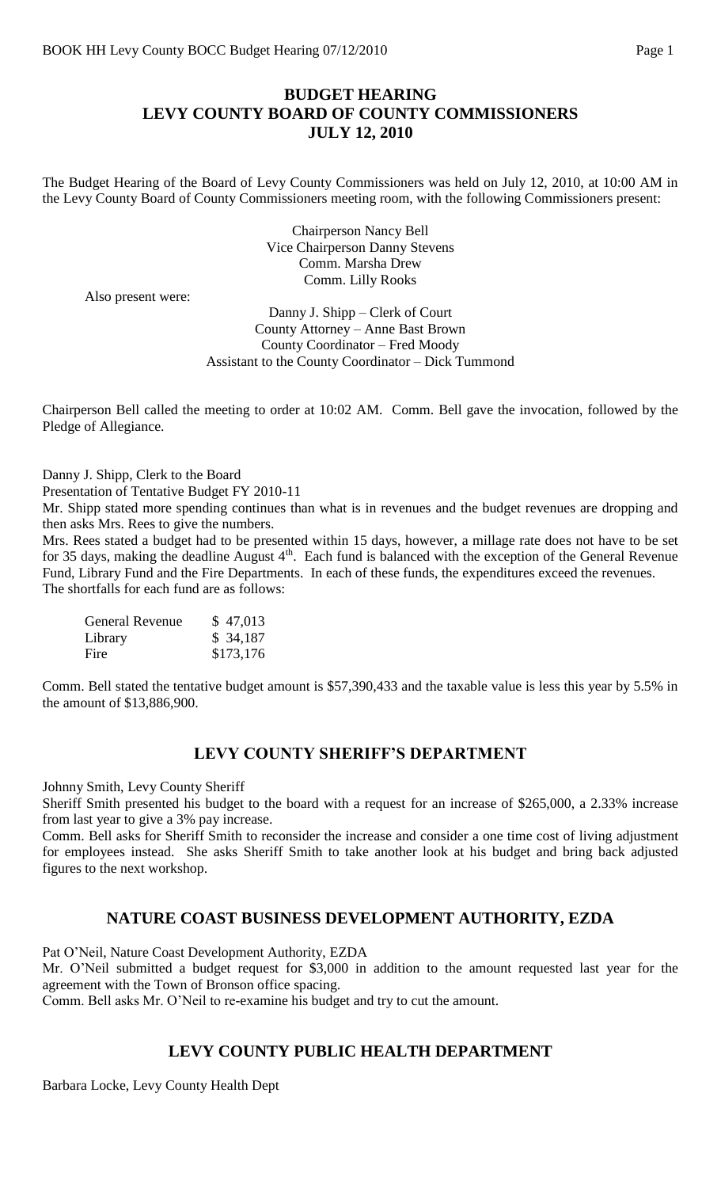# BUDGET HEARING
# LEVY COUNTY BOARD OF COUNTY COMMISSIONERS
# JULY 12, 2010

The Budget Hearing of the Board of Levy County Commissioners was held on July 12, 2010, at 10:00 AM in the Levy County Board of County Commissioners meeting room, with the following Commissioners present:

Chairperson Nancy Bell
Vice Chairperson Danny Stevens
Comm. Marsha Drew
Comm. Lilly Rooks

Also present were:

Danny J. Shipp – Clerk of Court
County Attorney – Anne Bast Brown
County Coordinator – Fred Moody
Assistant to the County Coordinator – Dick Tummond

Chairperson Bell called the meeting to order at 10:02 AM. Comm. Bell gave the invocation, followed by the Pledge of Allegiance.

Danny J. Shipp, Clerk to the Board
Presentation of Tentative Budget FY 2010-11

Mr. Shipp stated more spending continues than what is in revenues and the budget revenues are dropping and then asks Mrs. Rees to give the numbers.

Mrs. Rees stated a budget had to be presented within 15 days, however, a millage rate does not have to be set for 35 days, making the deadline August 4th. Each fund is balanced with the exception of the General Revenue Fund, Library Fund and the Fire Departments. In each of these funds, the expenditures exceed the revenues. The shortfalls for each fund are as follows:

| | |
|---|---|
| General Revenue | $ 47,013 |
| Library | $ 34,187 |
| Fire | $173,176 |

Comm. Bell stated the tentative budget amount is $57,390,433 and the taxable value is less this year by 5.5% in the amount of $13,886,900.

## LEVY COUNTY SHERIFF'S DEPARTMENT

Johnny Smith, Levy County Sheriff

Sheriff Smith presented his budget to the board with a request for an increase of $265,000, a 2.33% increase from last year to give a 3% pay increase.

Comm. Bell asks for Sheriff Smith to reconsider the increase and consider a one time cost of living adjustment for employees instead. She asks Sheriff Smith to take another look at his budget and bring back adjusted figures to the next workshop.

## NATURE COAST BUSINESS DEVELOPMENT AUTHORITY, EZDA

Pat O'Neil, Nature Coast Development Authority, EZDA

Mr. O'Neil submitted a budget request for $3,000 in addition to the amount requested last year for the agreement with the Town of Bronson office spacing.

Comm. Bell asks Mr. O'Neil to re-examine his budget and try to cut the amount.

## LEVY COUNTY PUBLIC HEALTH DEPARTMENT

Barbara Locke, Levy County Health Dept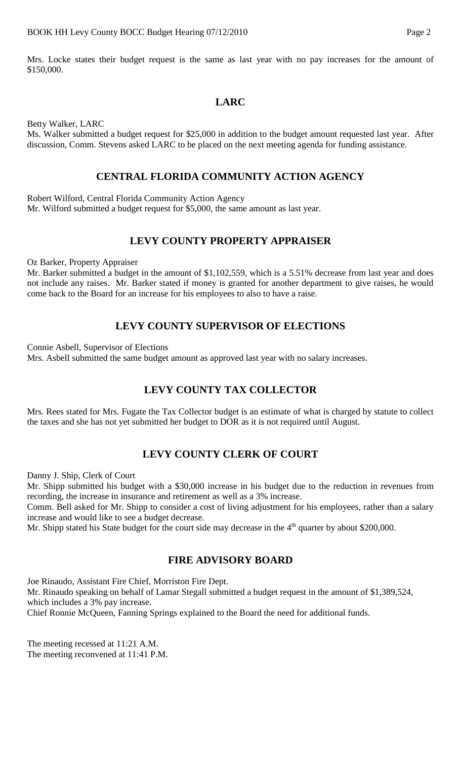Mrs. Locke states their budget request is the same as last year with no pay increases for the amount of $150,000.

## LARC

Betty Walker, LARC

Ms. Walker submitted a budget request for $25,000 in addition to the budget amount requested last year. After discussion, Comm. Stevens asked LARC to be placed on the next meeting agenda for funding assistance.

## CENTRAL FLORIDA COMMUNITY ACTION AGENCY

Robert Wilford, Central Florida Community Action Agency

Mr. Wilford submitted a budget request for $5,000, the same amount as last year.

## LEVY COUNTY PROPERTY APPRAISER

Oz Barker, Property Appraiser

Mr. Barker submitted a budget in the amount of $1,102,559, which is a 5.51% decrease from last year and does not include any raises. Mr. Barker stated if money is granted for another department to give raises, he would come back to the Board for an increase for his employees to also to have a raise.

## LEVY COUNTY SUPERVISOR OF ELECTIONS

Connie Asbell, Supervisor of Elections

Mrs. Asbell submitted the same budget amount as approved last year with no salary increases.

## LEVY COUNTY TAX COLLECTOR

Mrs. Rees stated for Mrs. Fugate the Tax Collector budget is an estimate of what is charged by statute to collect the taxes and she has not yet submitted her budget to DOR as it is not required until August.

## LEVY COUNTY CLERK OF COURT

Danny J. Ship, Clerk of Court

Mr. Shipp submitted his budget with a $30,000 increase in his budget due to the reduction in revenues from recording, the increase in insurance and retirement as well as a 3% increase.

Comm. Bell asked for Mr. Shipp to consider a cost of living adjustment for his employees, rather than a salary increase and would like to see a budget decrease.

Mr. Shipp stated his State budget for the court side may decrease in the 4th quarter by about $200,000.

## FIRE ADVISORY BOARD

Joe Rinaudo, Assistant Fire Chief, Morriston Fire Dept.

Mr. Rinaudo speaking on behalf of Lamar Stegall submitted a budget request in the amount of $1,389,524, which includes a 3% pay increase.

Chief Ronnie McQueen, Fanning Springs explained to the Board the need for additional funds.

The meeting recessed at 11:21 A.M.

The meeting reconvened at 11:41 P.M.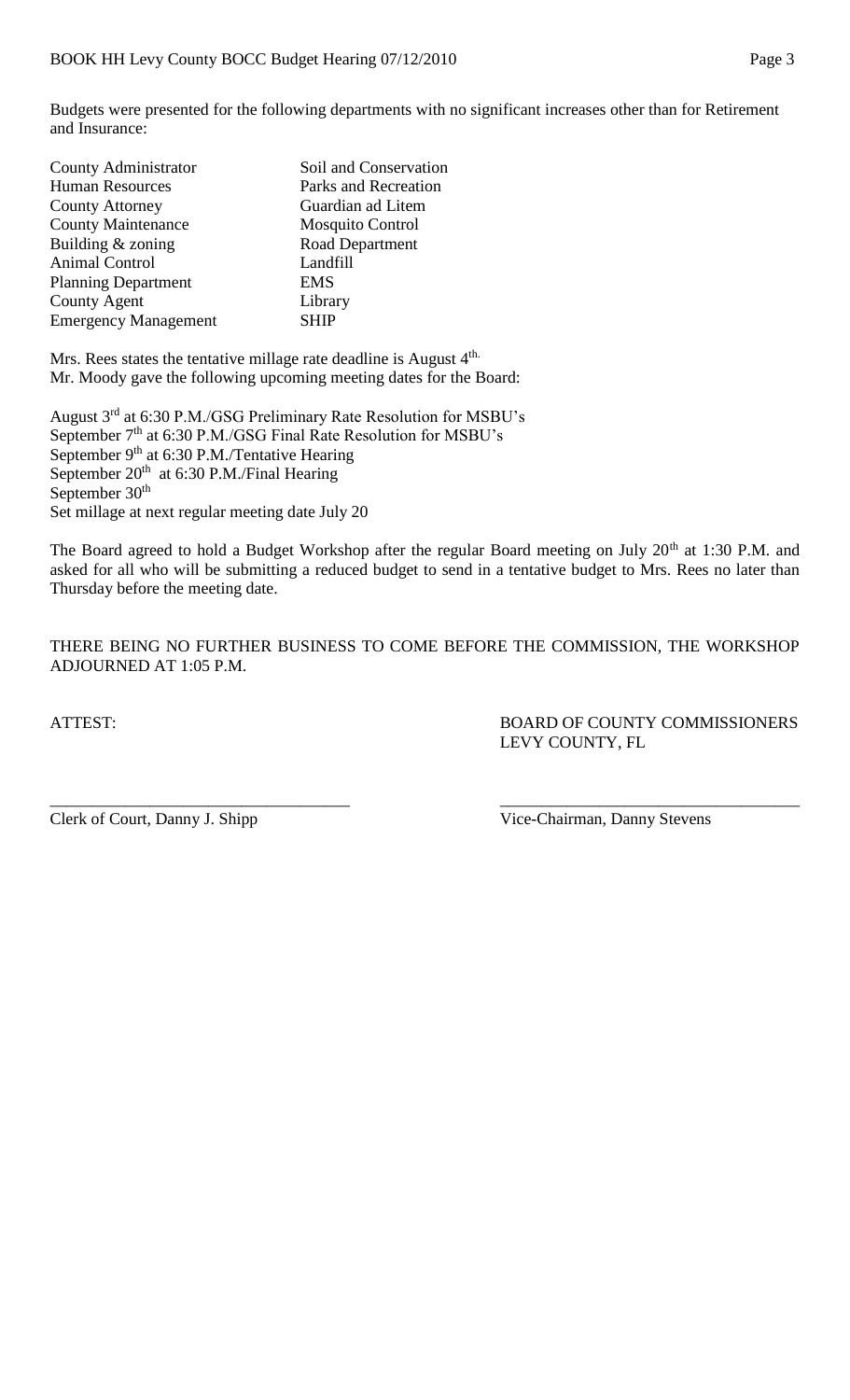Budgets were presented for the following departments with no significant increases other than for Retirement and Insurance:

| | |
|---|---|
| County Administrator | Soil and Conservation |
| Human Resources | Parks and Recreation |
| County Attorney | Guardian ad Litem |
| County Maintenance | Mosquito Control |
| Building & zoning | Road Department |
| Animal Control | Landfill |
| Planning Department | EMS |
| County Agent | Library |
| Emergency Management | SHIP |

Mrs. Rees states the tentative millage rate deadline is August 4th.
Mr. Moody gave the following upcoming meeting dates for the Board:

August 3rd at 6:30 P.M./GSG Preliminary Rate Resolution for MSBU's
September 7th at 6:30 P.M./GSG Final Rate Resolution for MSBU's
September 9th at 6:30 P.M./Tentative Hearing
September 20th at 6:30 P.M./Final Hearing
September 30th
Set millage at next regular meeting date July 20

The Board agreed to hold a Budget Workshop after the regular Board meeting on July 20th at 1:30 P.M. and asked for all who will be submitting a reduced budget to send in a tentative budget to Mrs. Rees no later than Thursday before the meeting date.

THERE BEING NO FURTHER BUSINESS TO COME BEFORE THE COMMISSION, THE WORKSHOP ADJOURNED AT 1:05 P.M.

ATTEST:

BOARD OF COUNTY COMMISSIONERS
LEVY COUNTY, FL

\_\_\_\_\_\_\_\_\_\_\_\_\_\_\_\_\_\_\_\_\_\_\_\_\_\_\_\_\_\_\_\_\_\_\_
Clerk of Court, Danny J. Shipp

\_\_\_\_\_\_\_\_\_\_\_\_\_\_\_\_\_\_\_\_\_\_\_\_\_\_\_\_\_\_\_\_\_\_\_
Vice-Chairman, Danny Stevens